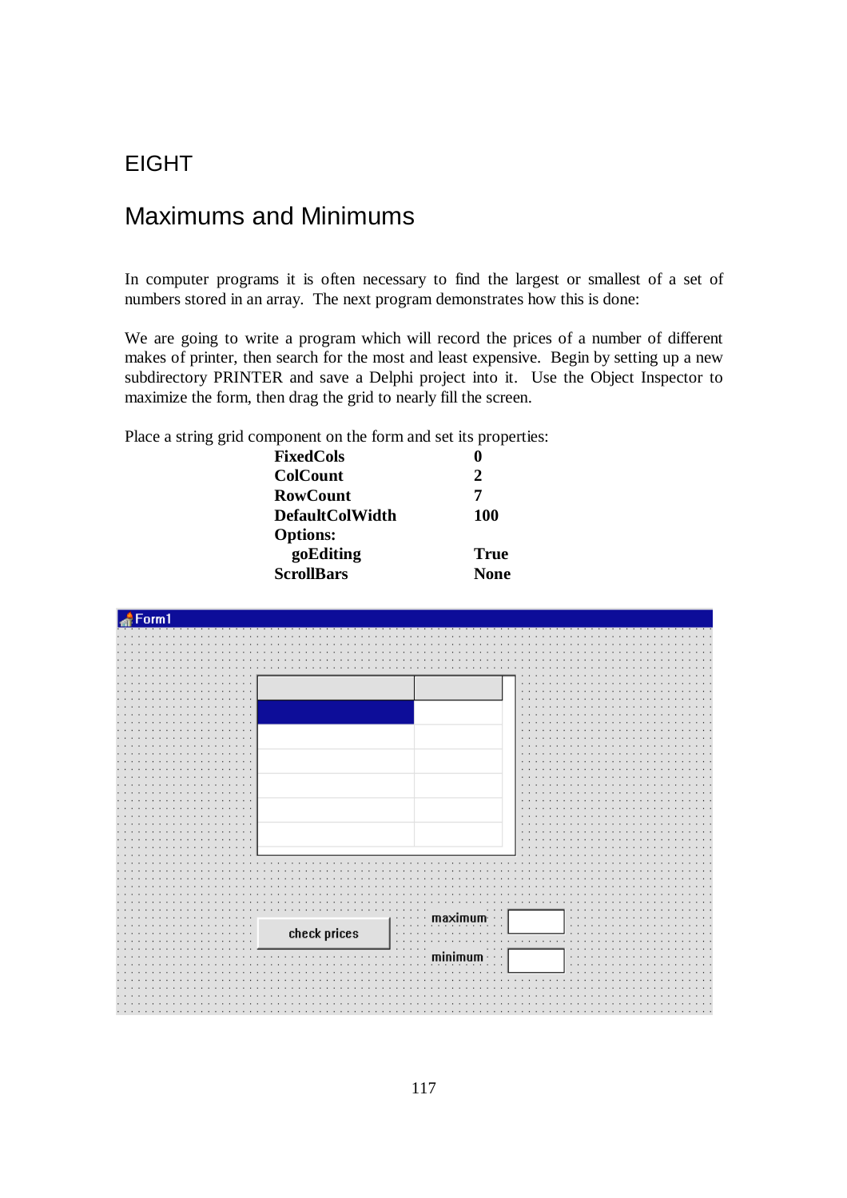# EIGHT

# Maximums and Minimums

In computer programs it is often necessary to find the largest or smallest of a set of numbers stored in an array. The next program demonstrates how this is done:

We are going to write a program which will record the prices of a number of different makes of printer, then search for the most and least expensive. Begin by setting up a new subdirectory PRINTER and save a Delphi project into it. Use the Object Inspector to maximize the form, then drag the grid to nearly fill the screen.

Place a string grid component on the form and set its properties:

| | |
|---|---|
| **FixedCols** | **0** |
| **ColCount** | **2** |
| **RowCount** | **7** |
| **DefaultColWidth** | **100** |
| **Options:** | |
| **goEditing** | **True** |
| **ScrollBars** | **None** |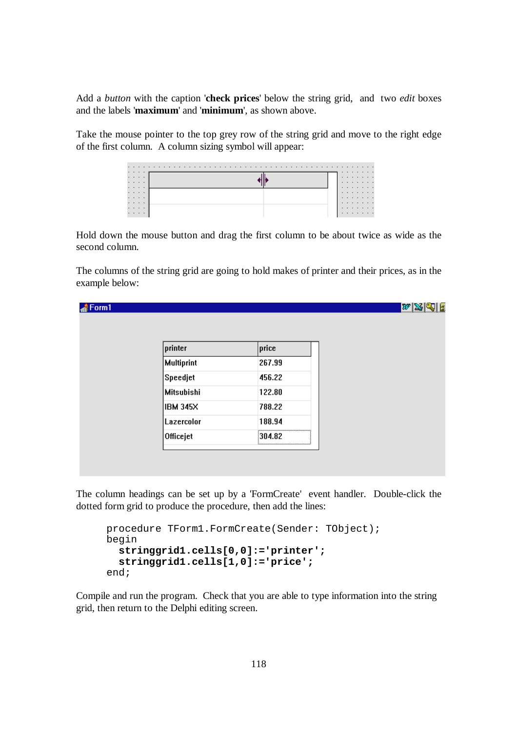Add a *button* with the caption '**check prices**' below the string grid, and two *edit* boxes and the labels '**maximum**' and '**minimum**', as shown above.

Take the mouse pointer to the top grey row of the string grid and move to the right edge of the first column. A column sizing symbol will appear:

Hold down the mouse button and drag the first column to be about twice as wide as the second column.

The columns of the string grid are going to hold makes of printer and their prices, as in the example below:

| printer | price |
|---|---|
| Multiprint | 267.99 |
| Speedjet | 456.22 |
| Mitsubishi | 122.80 |
| IBM 345X | 788.22 |
| Lazercolor | 188.94 |
| Officejet | 304.82 |

The column headings can be set up by a 'FormCreate' event handler. Double-click the dotted form grid to produce the procedure, then add the lines:

```
procedure TForm1.FormCreate(Sender: TObject);
begin
  stringgrid1.cells[0,0]:='printer';
  stringgrid1.cells[1,0]:='price';
end;
```

Compile and run the program. Check that you are able to type information into the string grid, then return to the Delphi editing screen.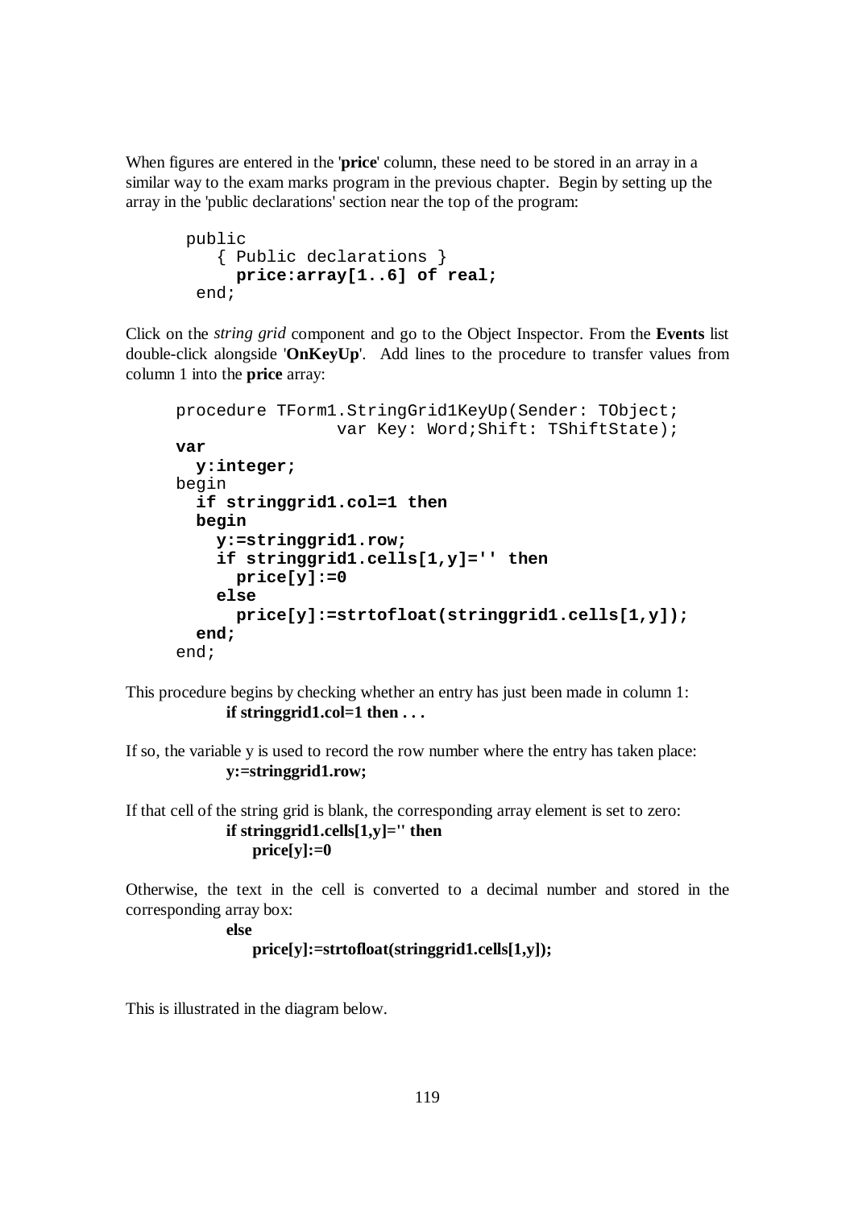When figures are entered in the '**price**' column, these need to be stored in an array in a similar way to the exam marks program in the previous chapter. Begin by setting up the array in the 'public declarations' section near the top of the program:

```
public
   { Public declarations }
     price:array[1..6] of real;
 end;
```

Click on the *string grid* component and go to the Object Inspector. From the **Events** list double-click alongside '**OnKeyUp**'. Add lines to the procedure to transfer values from column 1 into the **price** array:

```
procedure TForm1.StringGrid1KeyUp(Sender: TObject;
                var Key: Word;Shift: TShiftState);
var
  y:integer;
begin
  if stringgrid1.col=1 then
  begin
    y:=stringgrid1.row;
    if stringgrid1.cells[1,y]='' then
      price[y]:=0
    else
      price[y]:=strtofloat(stringgrid1.cells[1,y]);
  end;
end;
```

This procedure begins by checking whether an entry has just been made in column 1:

**if stringgrid1.col=1 then . . .**

If so, the variable y is used to record the row number where the entry has taken place:

**y:=stringgrid1.row;**

If that cell of the string grid is blank, the corresponding array element is set to zero:

**if stringgrid1.cells[1,y]='' then**
**price[y]:=0**

Otherwise, the text in the cell is converted to a decimal number and stored in the corresponding array box:

**else**
**price[y]:=strtofloat(stringgrid1.cells[1,y]);**

This is illustrated in the diagram below.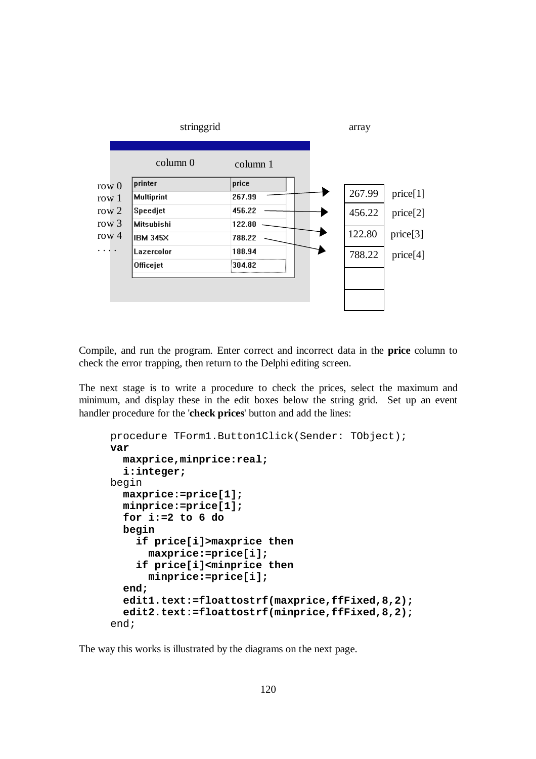stringgrid  array

| | column 0 | column 1 |
|---|---|---|
| row 0 | printer | price |
| row 1 | Multiprint | 267.99 |
| row 2 | Speedjet | 456.22 |
| row 3 | Mitsubishi | 122.80 |
| row 4 | IBM 345X | 788.22 |
| .... | Lazercolor | 188.94 |
| | Officejet | 304.82 |

| array | |
|---|---|
| 267.99 | price[1] |
| 456.22 | price[2] |
| 122.80 | price[3] |
| 788.22 | price[4] |
| | |
| | |

Compile, and run the program. Enter correct and incorrect data in the **price** column to check the error trapping, then return to the Delphi editing screen.

The next stage is to write a procedure to check the prices, select the maximum and minimum, and display these in the edit boxes below the string grid. Set up an event handler procedure for the '**check prices**' button and add the lines:

```
procedure TForm1.Button1Click(Sender: TObject);
var
  maxprice,minprice:real;
  i:integer;
begin
  maxprice:=price[1];
  minprice:=price[1];
  for i:=2 to 6 do
  begin
    if price[i]>maxprice then
      maxprice:=price[i];
    if price[i]<minprice then
      minprice:=price[i];
  end;
  edit1.text:=floattostrf(maxprice,ffFixed,8,2);
  edit2.text:=floattostrf(minprice,ffFixed,8,2);
end;
```

The way this works is illustrated by the diagrams on the next page.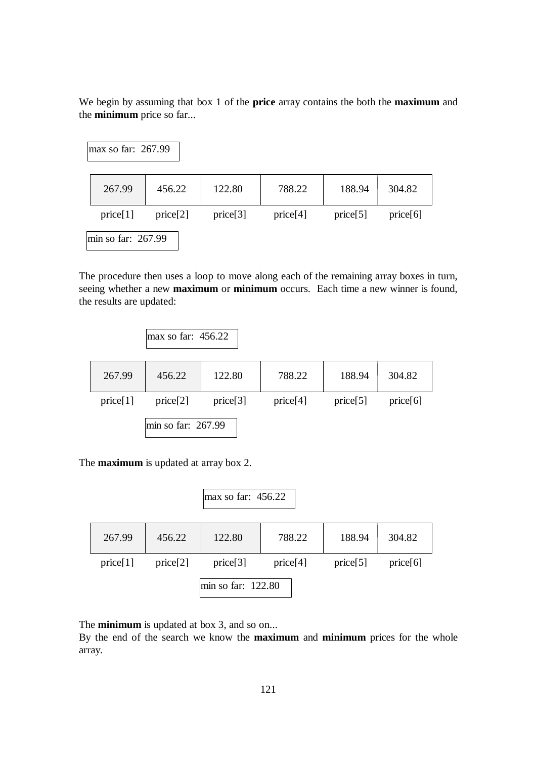We begin by assuming that box 1 of the **price** array contains the both the **maximum** and the **minimum** price so far...

max so far: 267.99

| 267.99 | 456.22 | 122.80 | 788.22 | 188.94 | 304.82 |
|---|---|---|---|---|---|
| price[1] | price[2] | price[3] | price[4] | price[5] | price[6] |

min so far: 267.99

The procedure then uses a loop to move along each of the remaining array boxes in turn, seeing whether a new **maximum** or **minimum** occurs. Each time a new winner is found, the results are updated:

max so far: 456.22

| 267.99 | 456.22 | 122.80 | 788.22 | 188.94 | 304.82 |
|---|---|---|---|---|---|
| price[1] | price[2] | price[3] | price[4] | price[5] | price[6] |

min so far: 267.99

The **maximum** is updated at array box 2.

max so far: 456.22

| 267.99 | 456.22 | 122.80 | 788.22 | 188.94 | 304.82 |
|---|---|---|---|---|---|
| price[1] | price[2] | price[3] | price[4] | price[5] | price[6] |

min so far: 122.80

The **minimum** is updated at box 3, and so on...
By the end of the search we know the **maximum** and **minimum** prices for the whole array.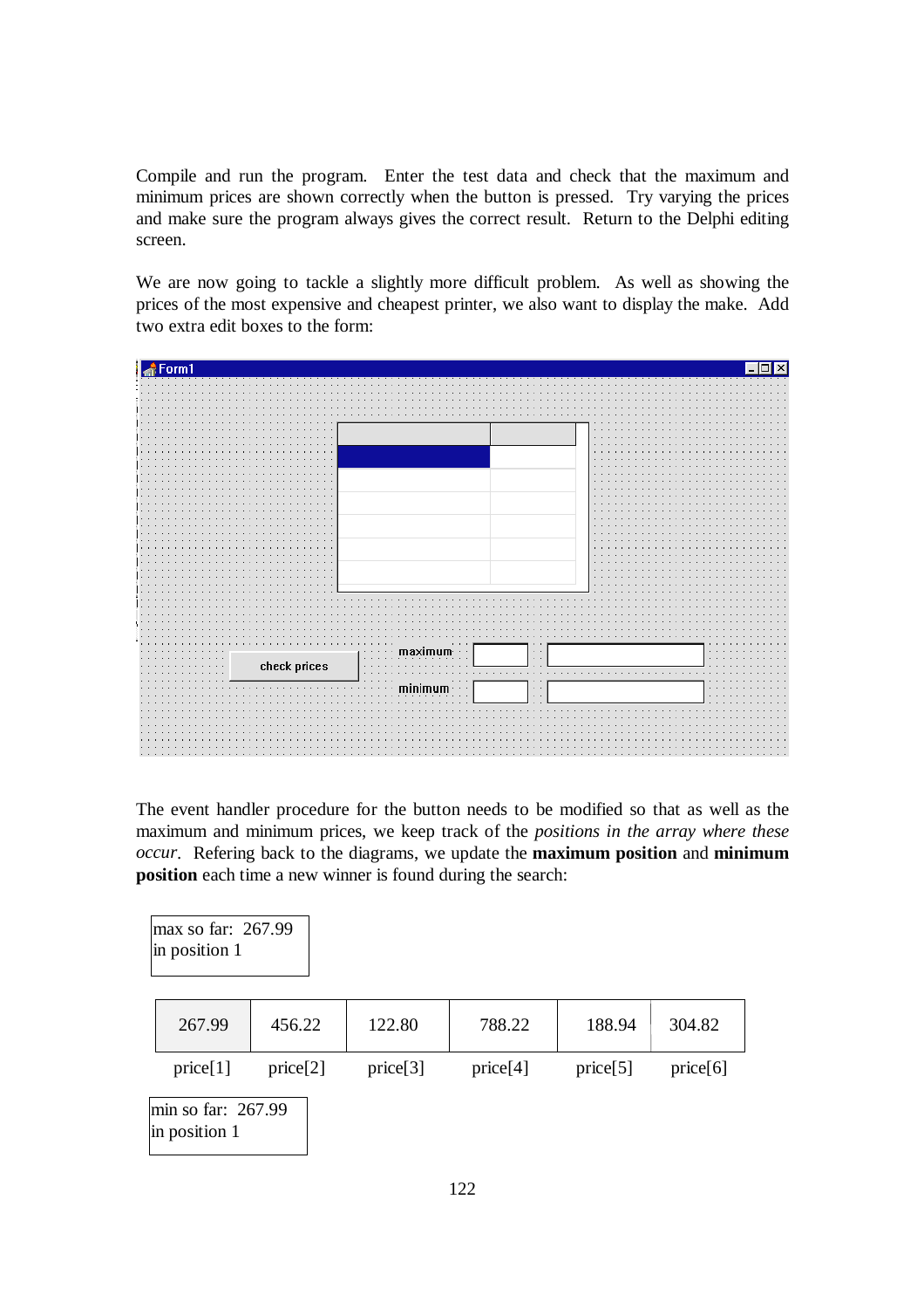Compile and run the program. Enter the test data and check that the maximum and minimum prices are shown correctly when the button is pressed. Try varying the prices and make sure the program always gives the correct result. Return to the Delphi editing screen.

We are now going to tackle a slightly more difficult problem. As well as showing the prices of the most expensive and cheapest printer, we also want to display the make. Add two extra edit boxes to the form:

The event handler procedure for the button needs to be modified so that as well as the maximum and minimum prices, we keep track of the *positions in the array where these occur*. Refering back to the diagrams, we update the **maximum position** and **minimum position** each time a new winner is found during the search:

max so far: 267.99
in position 1

| 267.99 | 456.22 | 122.80 | 788.22 | 188.94 | 304.82 |
|---|---|---|---|---|---|
| price[1] | price[2] | price[3] | price[4] | price[5] | price[6] |

min so far: 267.99
in position 1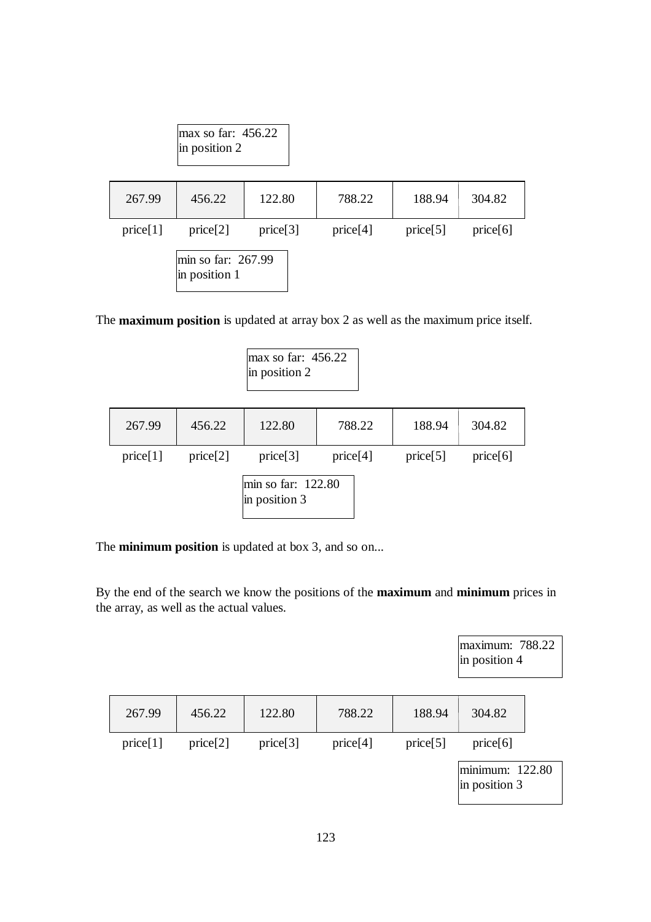max so far: 456.22
in position 2

| 267.99 | 456.22 | 122.80 | 788.22 | 188.94 | 304.82 |
|---|---|---|---|---|---|
| price[1] | price[2] | price[3] | price[4] | price[5] | price[6] |

min so far: 267.99
in position 1

The **maximum position** is updated at array box 2 as well as the maximum price itself.

max so far: 456.22
in position 2

| 267.99 | 456.22 | 122.80 | 788.22 | 188.94 | 304.82 |
|---|---|---|---|---|---|
| price[1] | price[2] | price[3] | price[4] | price[5] | price[6] |

min so far: 122.80
in position 3

The **minimum position** is updated at box 3, and so on...

By the end of the search we know the positions of the **maximum** and **minimum** prices in the array, as well as the actual values.

maximum: 788.22
in position 4

| 267.99 | 456.22 | 122.80 | 788.22 | 188.94 | 304.82 |
|---|---|---|---|---|---|
| price[1] | price[2] | price[3] | price[4] | price[5] | price[6] |

minimum: 122.80
in position 3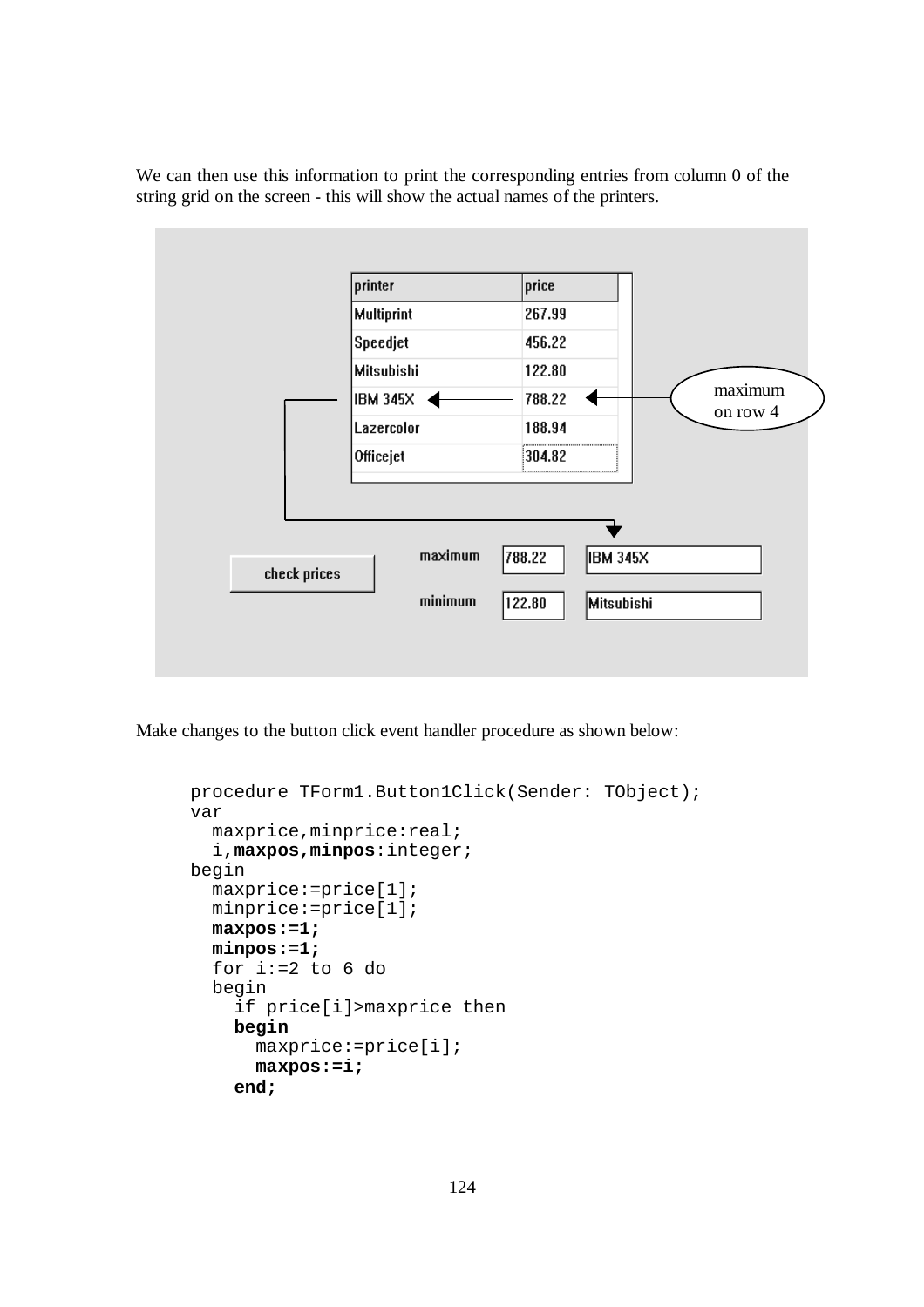We can then use this information to print the corresponding entries from column 0 of the string grid on the screen - this will show the actual names of the printers.

| printer | price |
|---|---|
| Multiprint | 267.99 |
| Speedjet | 456.22 |
| Mitsubishi | 122.80 |
| IBM 345X | 788.22 |
| Lazercolor | 188.94 |
| Officejet | 304.82 |

maximum on row 4

check prices

maximum 788.22 IBM 345X

minimum 122.80 Mitsubishi

Make changes to the button click event handler procedure as shown below:

```
procedure TForm1.Button1Click(Sender: TObject);
var
  maxprice,minprice:real;
  i,maxpos,minpos:integer;
begin
  maxprice:=price[1];
  minprice:=price[1];
  maxpos:=1;
  minpos:=1;
  for i:=2 to 6 do
  begin
    if price[i]>maxprice then
    begin
      maxprice:=price[i];
      maxpos:=i;
    end;
```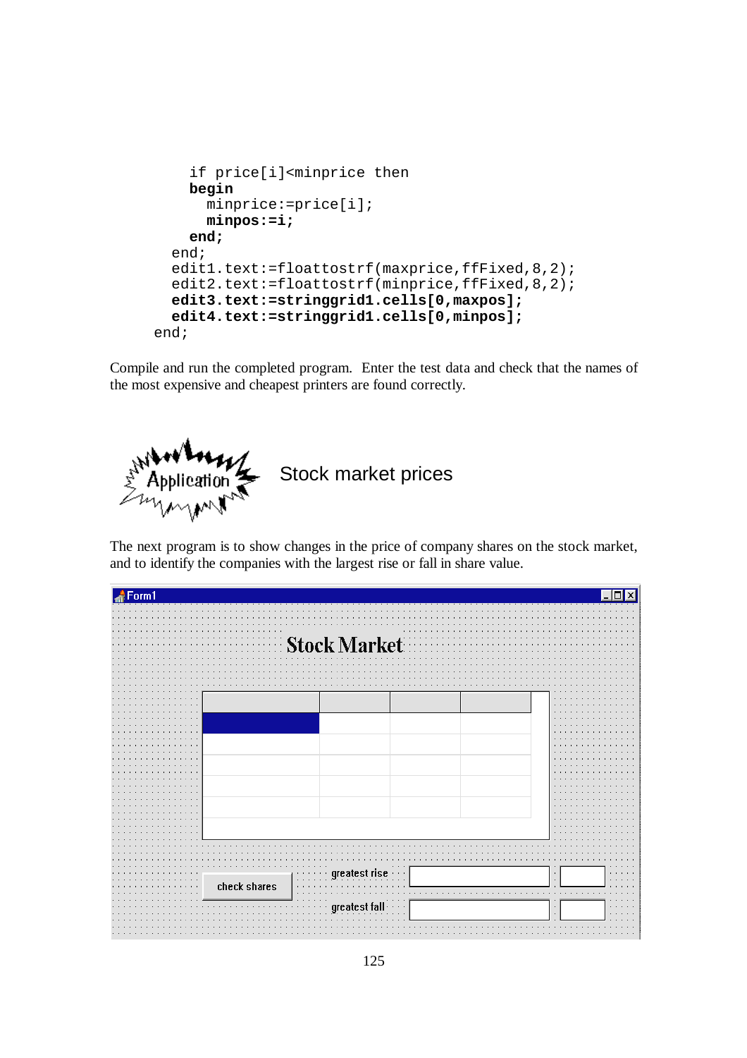```
      if price[i]<minprice then
      begin
        minprice:=price[i];
        minpos:=i;
      end;
    end;
    edit1.text:=floattostrf(maxprice,ffFixed,8,2);
    edit2.text:=floattostrf(minprice,ffFixed,8,2);
    edit3.text:=stringgrid1.cells[0,maxpos];
    edit4.text:=stringgrid1.cells[0,minpos];
  end;
```

Compile and run the completed program. Enter the test data and check that the names of the most expensive and cheapest printers are found correctly.

## Application: Stock market prices

The next program is to show changes in the price of company shares on the stock market, and to identify the companies with the largest rise or fall in share value.

Form1

**Stock Market**

check shares

greatest rise

greatest fall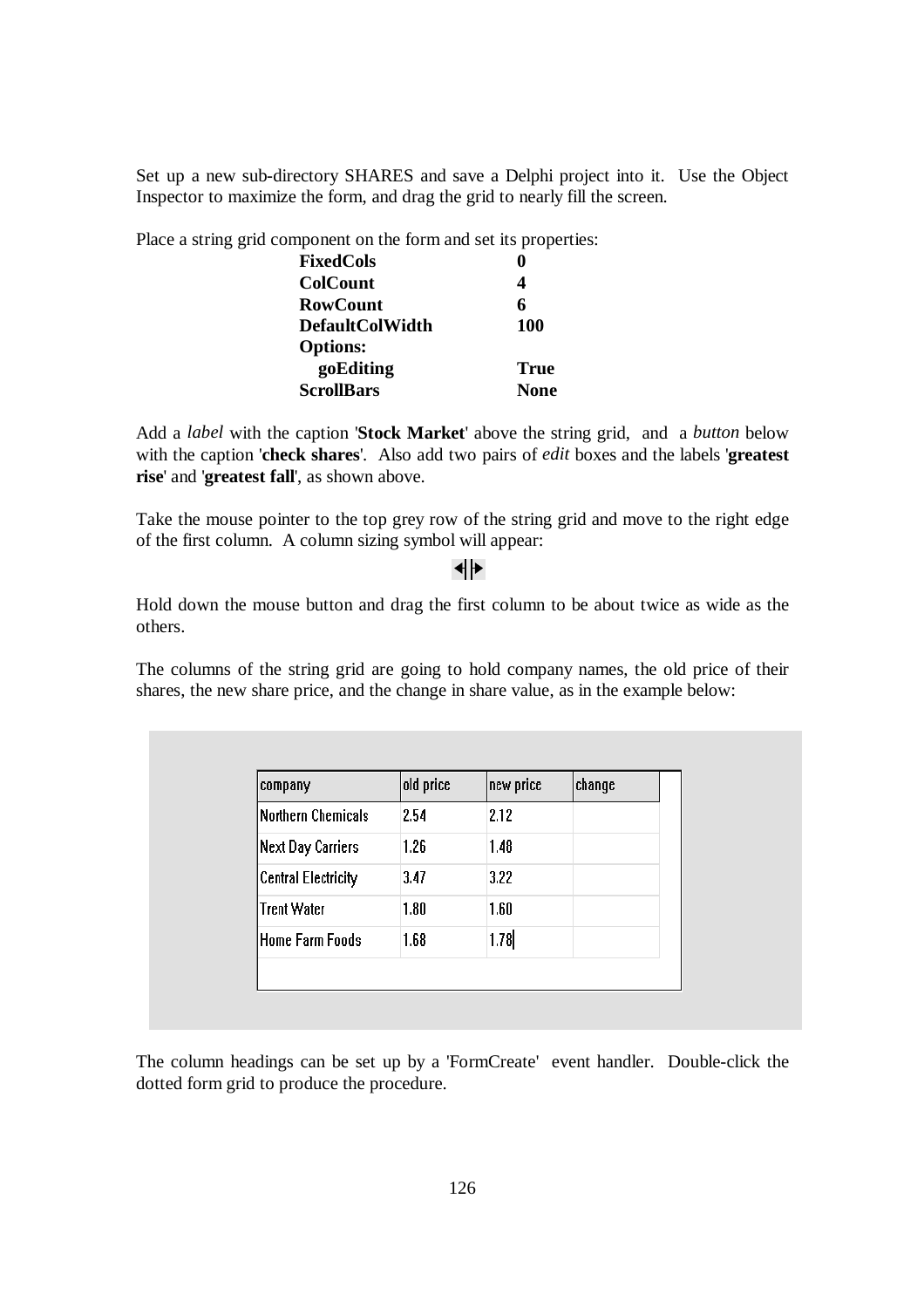Set up a new sub-directory SHARES and save a Delphi project into it. Use the Object Inspector to maximize the form, and drag the grid to nearly fill the screen.

Place a string grid component on the form and set its properties:

| | |
|---|---|
| **FixedCols** | **0** |
| **ColCount** | **4** |
| **RowCount** | **6** |
| **DefaultColWidth** | **100** |
| **Options:** | |
| **goEditing** | **True** |
| **ScrollBars** | **None** |

Add a *label* with the caption '**Stock Market**' above the string grid, and a *button* below with the caption '**check shares**'. Also add two pairs of *edit* boxes and the labels '**greatest rise**' and '**greatest fall**', as shown above.

Take the mouse pointer to the top grey row of the string grid and move to the right edge of the first column. A column sizing symbol will appear:

◄||►

Hold down the mouse button and drag the first column to be about twice as wide as the others.

The columns of the string grid are going to hold company names, the old price of their shares, the new share price, and the change in share value, as in the example below:

| company | old price | new price | change |
|---|---|---|---|
| Northern Chemicals | 2.54 | 2.12 | |
| Next Day Carriers | 1.26 | 1.48 | |
| Central Electricity | 3.47 | 3.22 | |
| Trent Water | 1.80 | 1.60 | |
| Home Farm Foods | 1.68 | 1.78 | |

The column headings can be set up by a 'FormCreate' event handler. Double-click the dotted form grid to produce the procedure.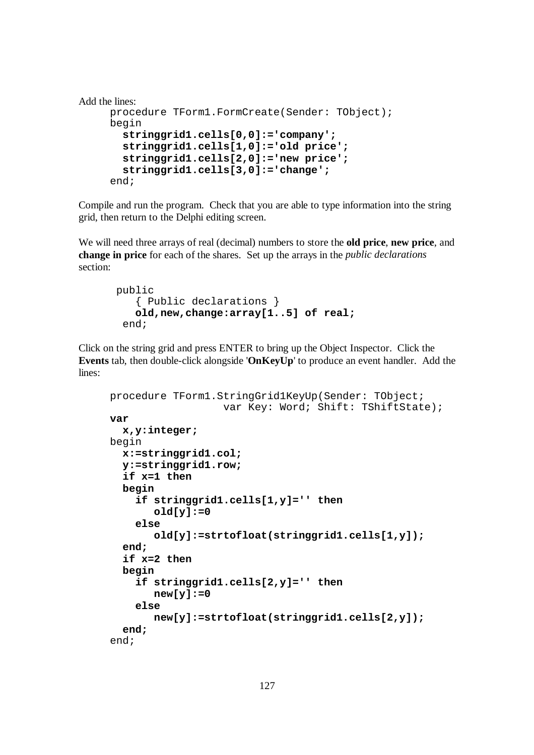Add the lines:

```
procedure TForm1.FormCreate(Sender: TObject);
begin
  stringgrid1.cells[0,0]:='company';
  stringgrid1.cells[1,0]:='old price';
  stringgrid1.cells[2,0]:='new price';
  stringgrid1.cells[3,0]:='change';
end;
```

Compile and run the program. Check that you are able to type information into the string grid, then return to the Delphi editing screen.

We will need three arrays of real (decimal) numbers to store the **old price**, **new price**, and **change in price** for each of the shares. Set up the arrays in the *public declarations* section:

```
 public
    { Public declarations }
    old,new,change:array[1..5] of real;
  end;
```

Click on the string grid and press ENTER to bring up the Object Inspector. Click the **Events** tab, then double-click alongside '**OnKeyUp**' to produce an event handler. Add the lines:

```
procedure TForm1.StringGrid1KeyUp(Sender: TObject;
                  var Key: Word; Shift: TShiftState);
var
  x,y:integer;
begin
  x:=stringgrid1.col;
  y:=stringgrid1.row;
  if x=1 then
  begin
    if stringgrid1.cells[1,y]='' then
       old[y]:=0
    else
       old[y]:=strtofloat(stringgrid1.cells[1,y]);
  end;
  if x=2 then
  begin
    if stringgrid1.cells[2,y]='' then
       new[y]:=0
    else
       new[y]:=strtofloat(stringgrid1.cells[2,y]);
  end;
end;
```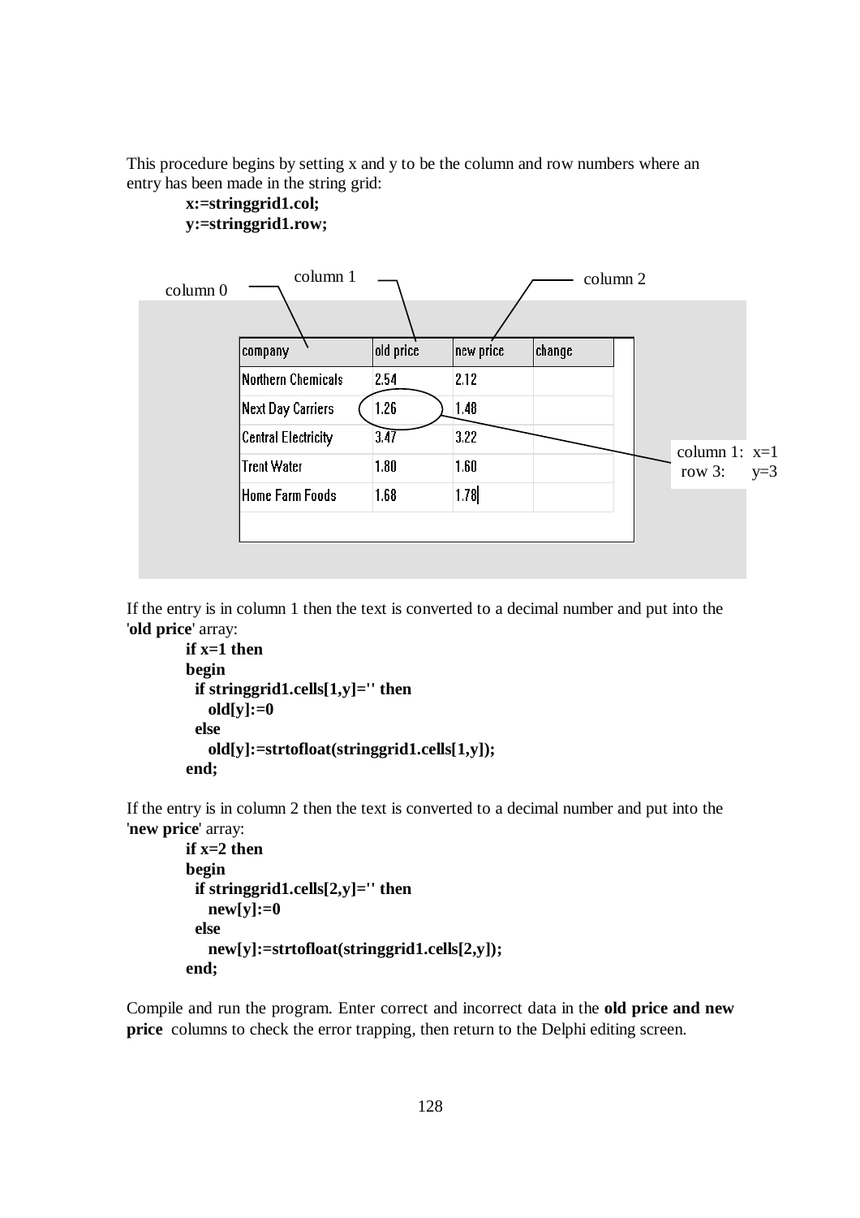This procedure begins by setting x and y to be the column and row numbers where an entry has been made in the string grid:

```
x:=stringgrid1.col;
y:=stringgrid1.row;
```

column 0 — column 1 — column 2

| company | old price | new price | change |
|---|---|---|---|
| Northern Chemicals | 2.54 | 2.12 | |
| Next Day Carriers | 1.26 | 1.48 | |
| Central Electricity | 3.47 | 3.22 | |
| Trent Water | 1.80 | 1.60 | |
| Home Farm Foods | 1.68 | 1.78 | |

column 1: x=1
row 3: y=3

If the entry is in column 1 then the text is converted to a decimal number and put into the '**old price**' array:

```
if x=1 then
begin
  if stringgrid1.cells[1,y]='' then
    old[y]:=0
  else
    old[y]:=strtofloat(stringgrid1.cells[1,y]);
end;
```

If the entry is in column 2 then the text is converted to a decimal number and put into the '**new price**' array:

```
if x=2 then
begin
  if stringgrid1.cells[2,y]='' then
    new[y]:=0
  else
    new[y]:=strtofloat(stringgrid1.cells[2,y]);
end;
```

Compile and run the program. Enter correct and incorrect data in the **old price and new price** columns to check the error trapping, then return to the Delphi editing screen.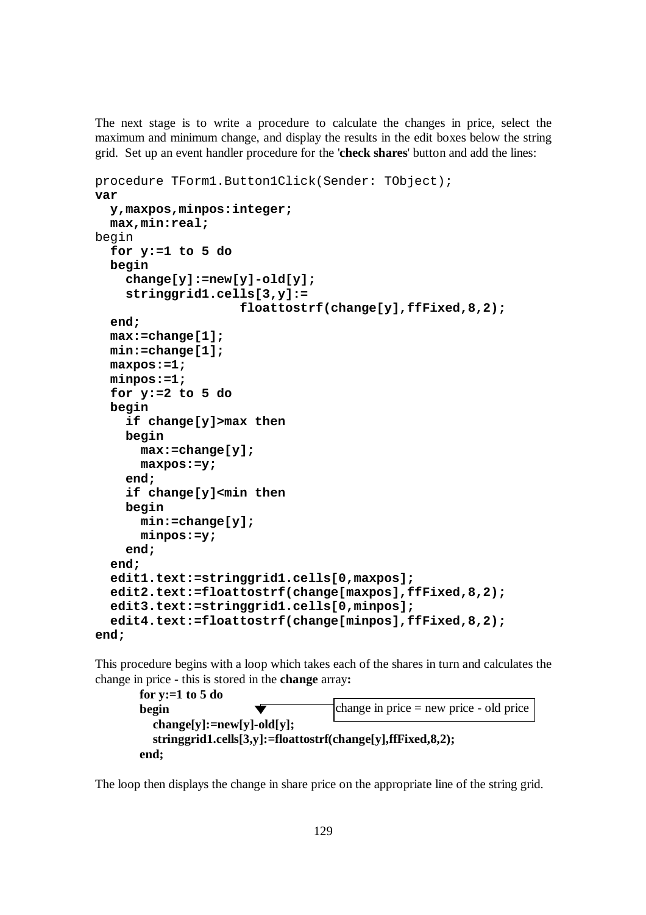The next stage is to write a procedure to calculate the changes in price, select the maximum and minimum change, and display the results in the edit boxes below the string grid. Set up an event handler procedure for the '**check shares**' button and add the lines:

```
procedure TForm1.Button1Click(Sender: TObject);
var
  y,maxpos,minpos:integer;
  max,min:real;
begin
  for y:=1 to 5 do
  begin
    change[y]:=new[y]-old[y];
    stringgrid1.cells[3,y]:=
                  floattostrf(change[y],ffFixed,8,2);
  end;
  max:=change[1];
  min:=change[1];
  maxpos:=1;
  minpos:=1;
  for y:=2 to 5 do
  begin
    if change[y]>max then
    begin
      max:=change[y];
      maxpos:=y;
    end;
    if change[y]<min then
    begin
      min:=change[y];
      minpos:=y;
    end;
  end;
  edit1.text:=stringgrid1.cells[0,maxpos];
  edit2.text:=floattostrf(change[maxpos],ffFixed,8,2);
  edit3.text:=stringgrid1.cells[0,minpos];
  edit4.text:=floattostrf(change[minpos],ffFixed,8,2);
end;
```

This procedure begins with a loop which takes each of the shares in turn and calculates the change in price - this is stored in the **change** array**:**

```
for y:=1 to 5 do
begin                          change in price = new price - old price
  change[y]:=new[y]-old[y];
  stringgrid1.cells[3,y]:=floattostrf(change[y],ffFixed,8,2);
end;
```

The loop then displays the change in share price on the appropriate line of the string grid.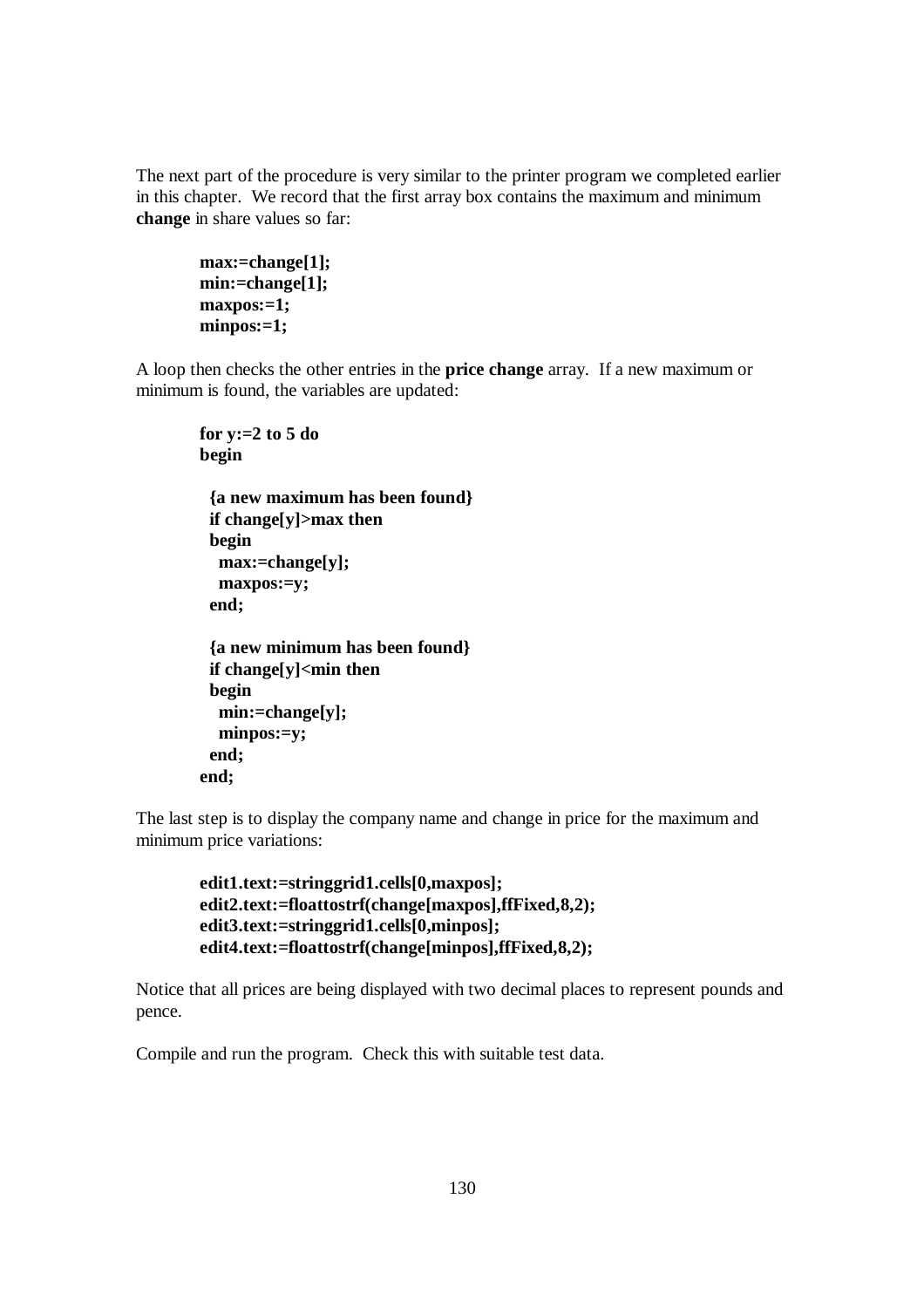The next part of the procedure is very similar to the printer program we completed earlier in this chapter. We record that the first array box contains the maximum and minimum **change** in share values so far:

```
max:=change[1];
min:=change[1];
maxpos:=1;
minpos:=1;
```

A loop then checks the other entries in the **price change** array. If a new maximum or minimum is found, the variables are updated:

```
for y:=2 to 5 do
begin

  {a new maximum has been found}
  if change[y]>max then
  begin
    max:=change[y];
    maxpos:=y;
  end;

  {a new minimum has been found}
  if change[y]<min then
  begin
    min:=change[y];
    minpos:=y;
  end;
end;
```

The last step is to display the company name and change in price for the maximum and minimum price variations:

```
edit1.text:=stringgrid1.cells[0,maxpos];
edit2.text:=floattostrf(change[maxpos],ffFixed,8,2);
edit3.text:=stringgrid1.cells[0,minpos];
edit4.text:=floattostrf(change[minpos],ffFixed,8,2);
```

Notice that all prices are being displayed with two decimal places to represent pounds and pence.

Compile and run the program. Check this with suitable test data.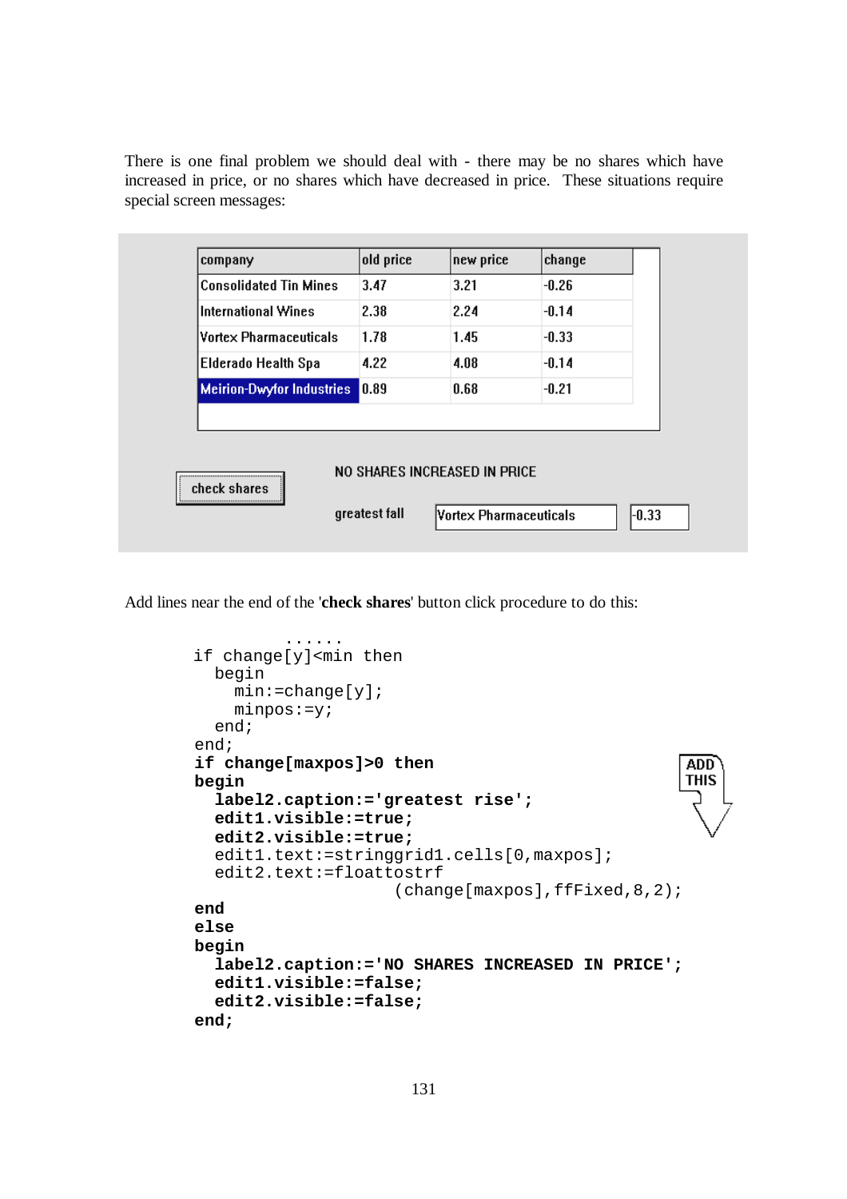There is one final problem we should deal with - there may be no shares which have increased in price, or no shares which have decreased in price. These situations require special screen messages:

| company | old price | new price | change |
|---|---|---|---|
| Consolidated Tin Mines | 3.47 | 3.21 | -0.26 |
| International Wines | 2.38 | 2.24 | -0.14 |
| Vortex Pharmaceuticals | 1.78 | 1.45 | -0.33 |
| Elderado Health Spa | 4.22 | 4.08 | -0.14 |
| Meirion-Dwyfor Industries | 0.89 | 0.68 | -0.21 |

check shares

NO SHARES INCREASED IN PRICE

greatest fall | Vortex Pharmaceuticals | -0.33

Add lines near the end of the '**check shares**' button click procedure to do this:

```
         ......
if change[y]<min then
  begin
    min:=change[y];
    minpos:=y;
  end;
end;
if change[maxpos]>0 then
begin
  label2.caption:='greatest rise';
  edit1.visible:=true;
  edit2.visible:=true;
  edit1.text:=stringgrid1.cells[0,maxpos];
  edit2.text:=floattostrf
                  (change[maxpos],ffFixed,8,2);
end
else
begin
  label2.caption:='NO SHARES INCREASED IN PRICE';
  edit1.visible:=false;
  edit2.visible:=false;
end;
```

ADD THIS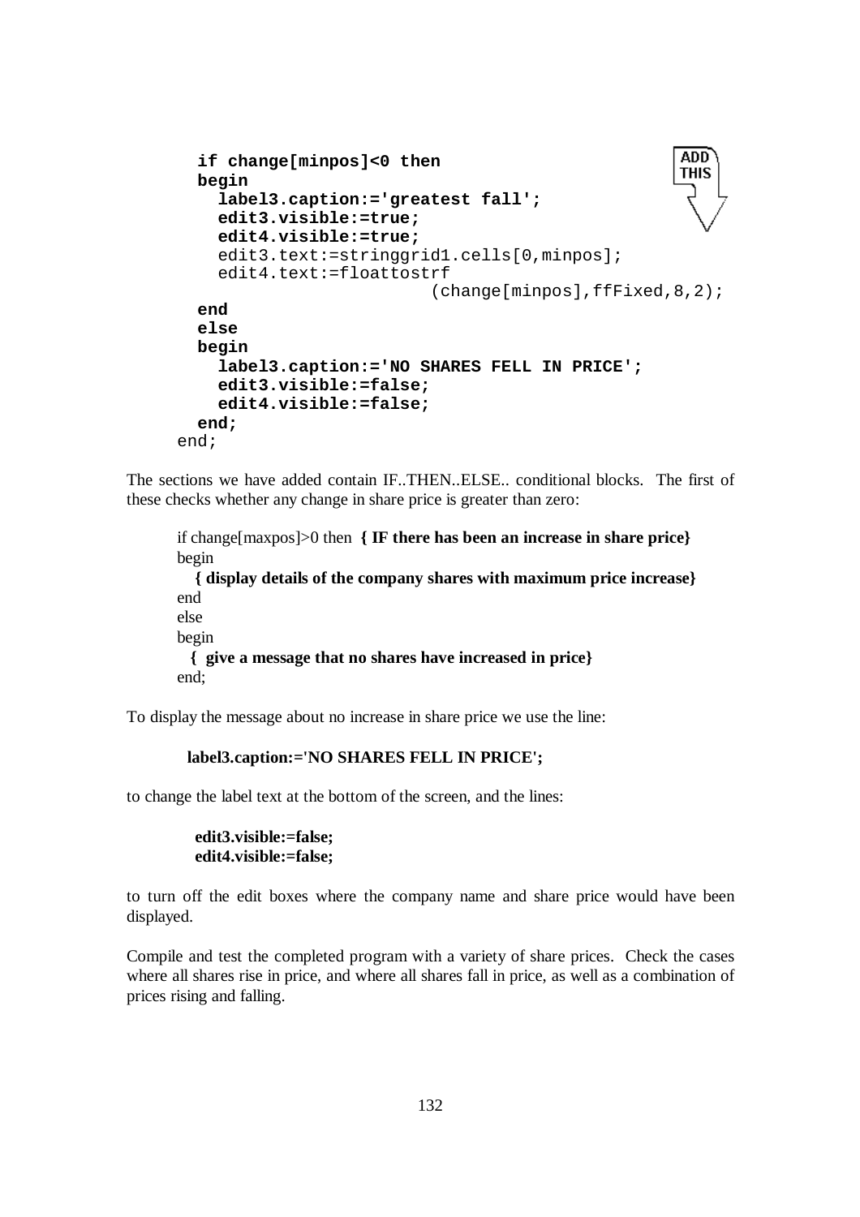```
  if change[minpos]<0 then
  begin
    label3.caption:='greatest fall';
    edit3.visible:=true;
    edit4.visible:=true;
    edit3.text:=stringgrid1.cells[0,minpos];
    edit4.text:=floattostrf
                         (change[minpos],ffFixed,8,2);
  end
  else
  begin
    label3.caption:='NO SHARES FELL IN PRICE';
    edit3.visible:=false;
    edit4.visible:=false;
  end;
end;
```

The sections we have added contain IF..THEN..ELSE.. conditional blocks. The first of these checks whether any change in share price is greater than zero:

```
if change[maxpos]>0 then  { IF there has been an increase in share price}
begin
   { display details of the company shares with maximum price increase}
end
else
begin
  {  give a message that no shares have increased in price}
end;
```

To display the message about no increase in share price we use the line:

**label3.caption:='NO SHARES FELL IN PRICE';**

to change the label text at the bottom of the screen, and the lines:

**edit3.visible:=false;**
**edit4.visible:=false;**

to turn off the edit boxes where the company name and share price would have been displayed.

Compile and test the completed program with a variety of share prices. Check the cases where all shares rise in price, and where all shares fall in price, as well as a combination of prices rising and falling.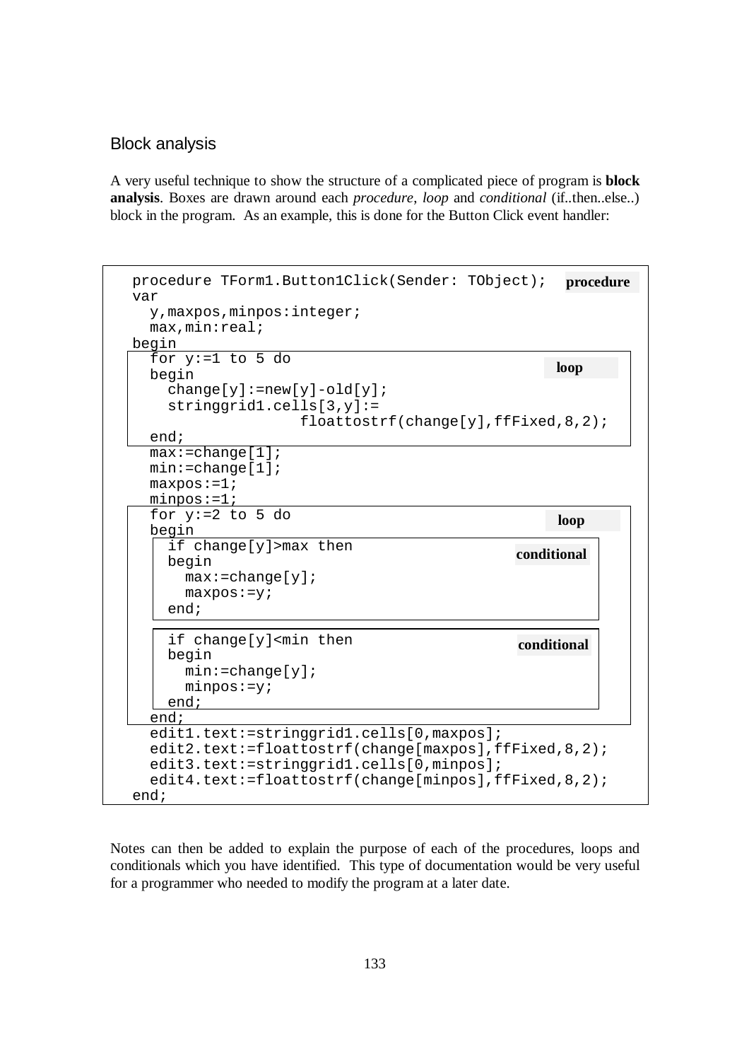## Block analysis

A very useful technique to show the structure of a complicated piece of program is **block analysis**. Boxes are drawn around each *procedure*, *loop* and *conditional* (if..then..else..) block in the program. As an example, this is done for the Button Click event handler:

```
procedure TForm1.Button1Click(Sender: TObject);      procedure
var
  y,maxpos,minpos:integer;
  max,min:real;
begin
  for y:=1 to 5 do                                    loop
  begin
    change[y]:=new[y]-old[y];
    stringgrid1.cells[3,y]:=
                  floattostrf(change[y],ffFixed,8,2);
  end;
  max:=change[1];
  min:=change[1];
  maxpos:=1;
  minpos:=1;
  for y:=2 to 5 do                                    loop
  begin
    if change[y]>max then                             conditional
    begin
      max:=change[y];
      maxpos:=y;
    end;

    if change[y]<min then                             conditional
    begin
      min:=change[y];
      minpos:=y;
    end;
  end;
  edit1.text:=stringgrid1.cells[0,maxpos];
  edit2.text:=floattostrf(change[maxpos],ffFixed,8,2);
  edit3.text:=stringgrid1.cells[0,minpos];
  edit4.text:=floattostrf(change[minpos],ffFixed,8,2);
end;
```

Notes can then be added to explain the purpose of each of the procedures, loops and conditionals which you have identified. This type of documentation would be very useful for a programmer who needed to modify the program at a later date.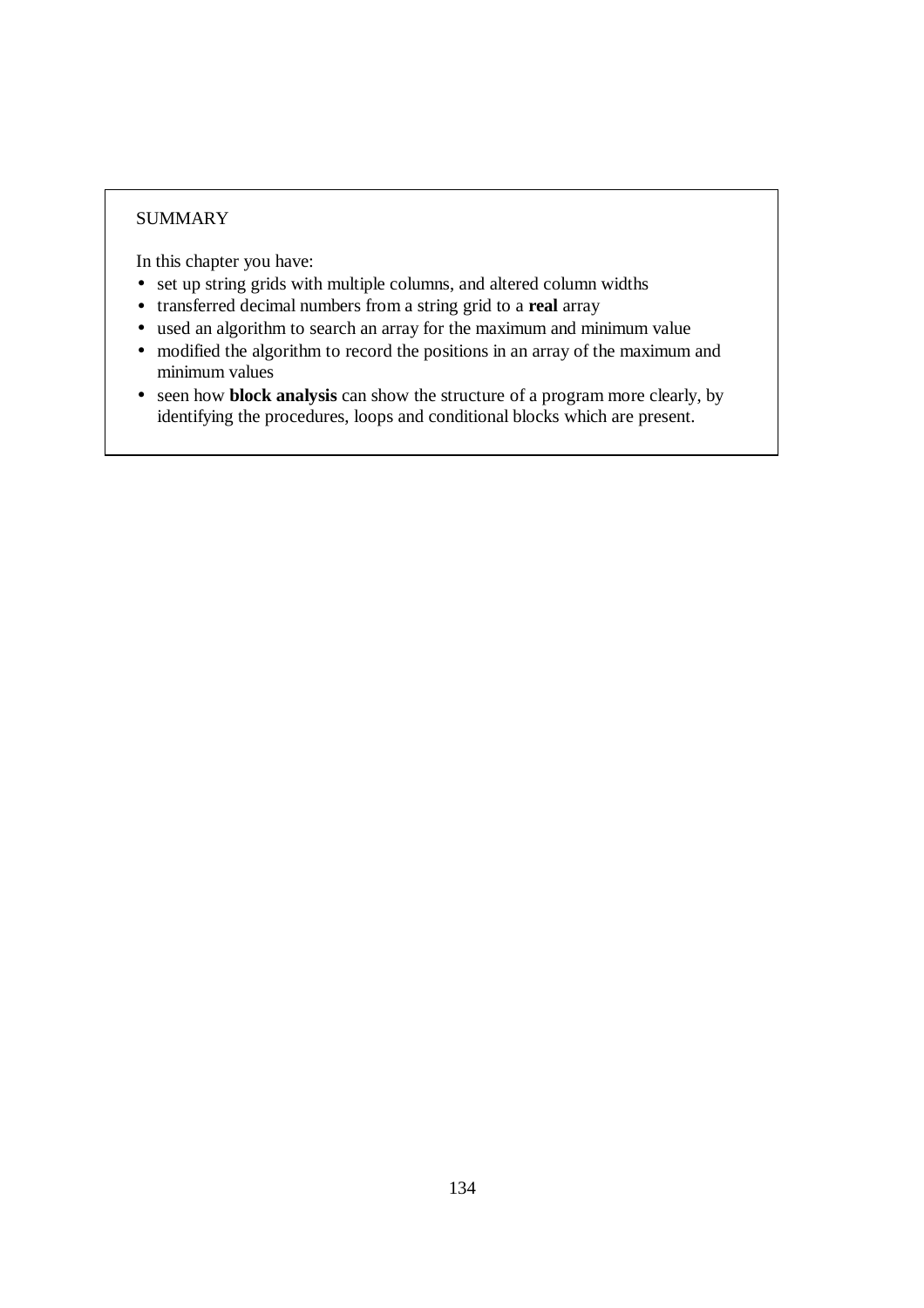## SUMMARY

In this chapter you have:

- set up string grids with multiple columns, and altered column widths
- transferred decimal numbers from a string grid to a **real** array
- used an algorithm to search an array for the maximum and minimum value
- modified the algorithm to record the positions in an array of the maximum and minimum values
- seen how **block analysis** can show the structure of a program more clearly, by identifying the procedures, loops and conditional blocks which are present.